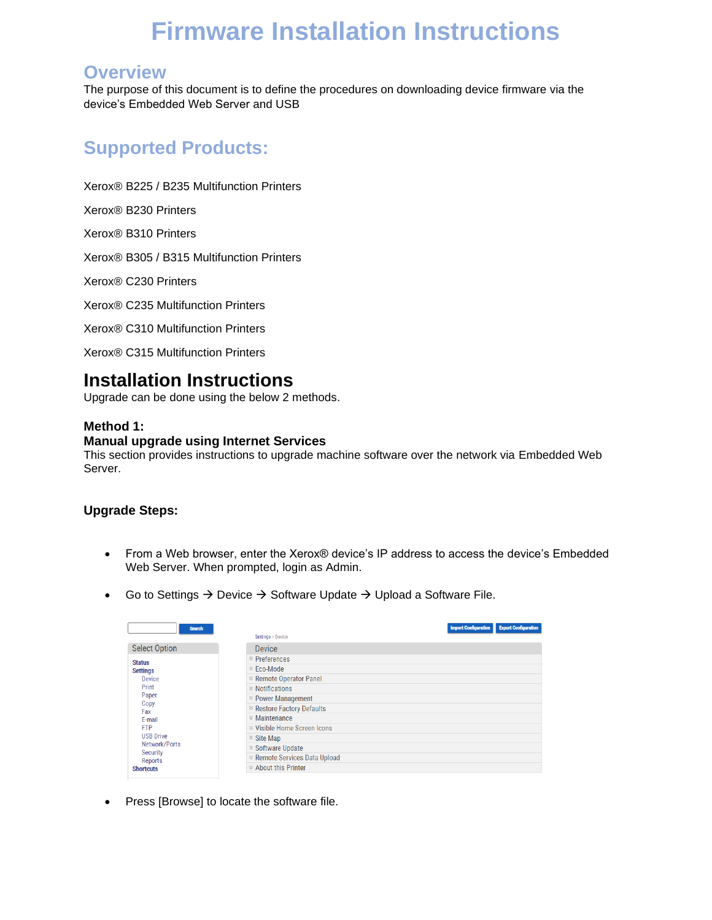# Firmware Installation Instructions

## Overview

The purpose of this document is to define the procedures on downloading device firmware via the device's Embedded Web Server and USB

## Supported Products:

Xerox® B225 / B235 Multifunction Printers

Xerox® B230 Printers

Xerox® B310 Printers

Xerox® B305 / B315 Multifunction Printers

Xerox® C230 Printers

Xerox® C235 Multifunction Printers

Xerox® C310 Multifunction Printers

Xerox® C315 Multifunction Printers

# Installation Instructions

Upgrade can be done using the below 2 methods.

### Method 1:
### Manual upgrade using Internet Services

This section provides instructions to upgrade machine software over the network via Embedded Web Server.

### Upgrade Steps:

- From a Web browser, enter the Xerox® device's IP address to access the device's Embedded Web Server. When prompted, login as Admin.
- Go to Settings → Device → Software Update → Upload a Software File.
- Press [Browse] to locate the software file.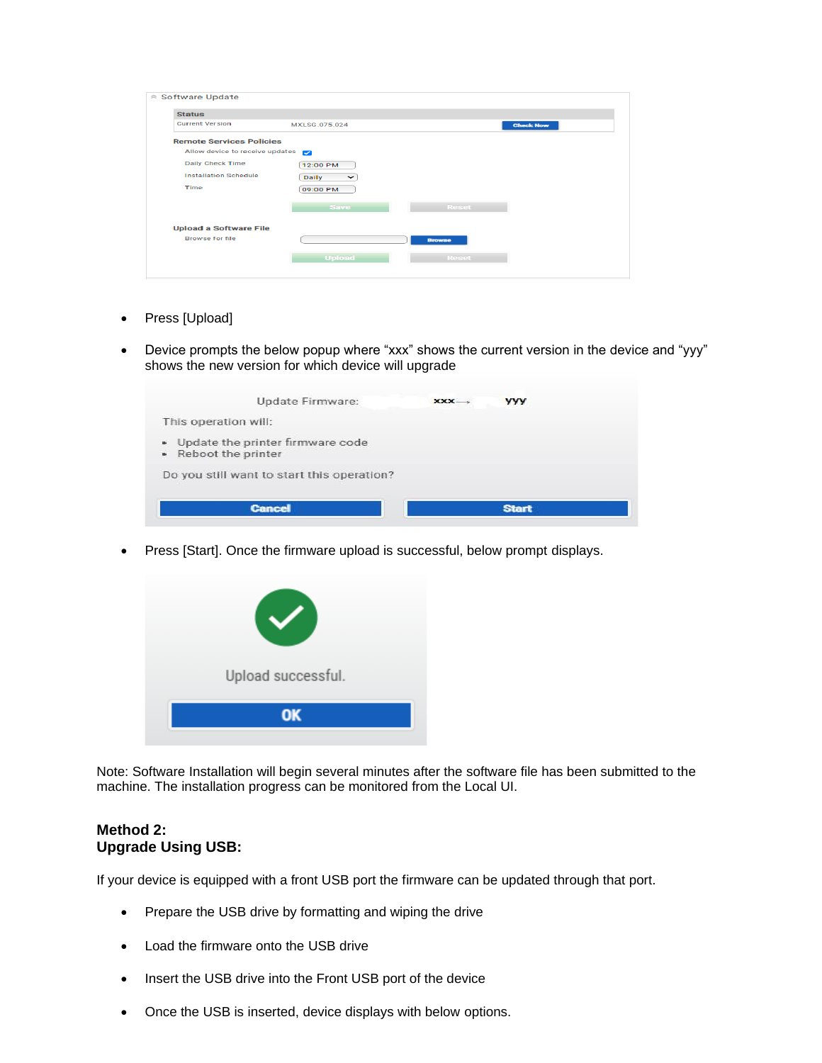- Press [Upload]

- Device prompts the below popup where “xxx” shows the current version in the device and “yyy” shows the new version for which device will upgrade

- Press [Start]. Once the firmware upload is successful, below prompt displays.

Note: Software Installation will begin several minutes after the software file has been submitted to the machine. The installation progress can be monitored from the Local UI.

**Method 2:**
**Upgrade Using USB:**

If your device is equipped with a front USB port the firmware can be updated through that port.

- Prepare the USB drive by formatting and wiping the drive

- Load the firmware onto the USB drive

- Insert the USB drive into the Front USB port of the device

- Once the USB is inserted, device displays with below options.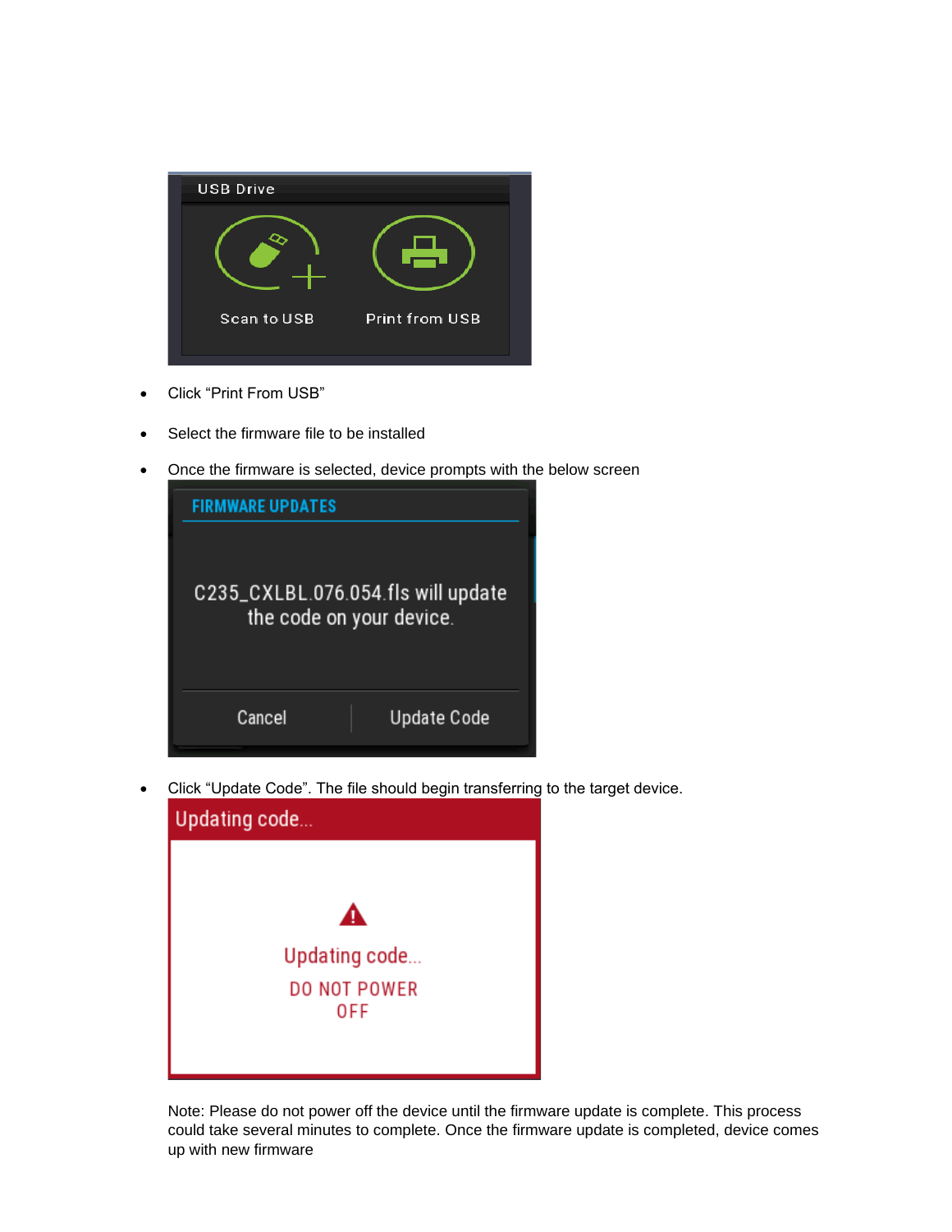USB Drive

Scan to USB

Print from USB

- Click “Print From USB”
- Select the firmware file to be installed
- Once the firmware is selected, device prompts with the below screen

FIRMWARE UPDATES

C235_CXLBL.076.054.fls will update the code on your device.

Cancel | Update Code

- Click “Update Code”. The file should begin transferring to the target device.

Updating code...

Updating code...

DO NOT POWER OFF

Note: Please do not power off the device until the firmware update is complete. This process could take several minutes to complete. Once the firmware update is completed, device comes up with new firmware